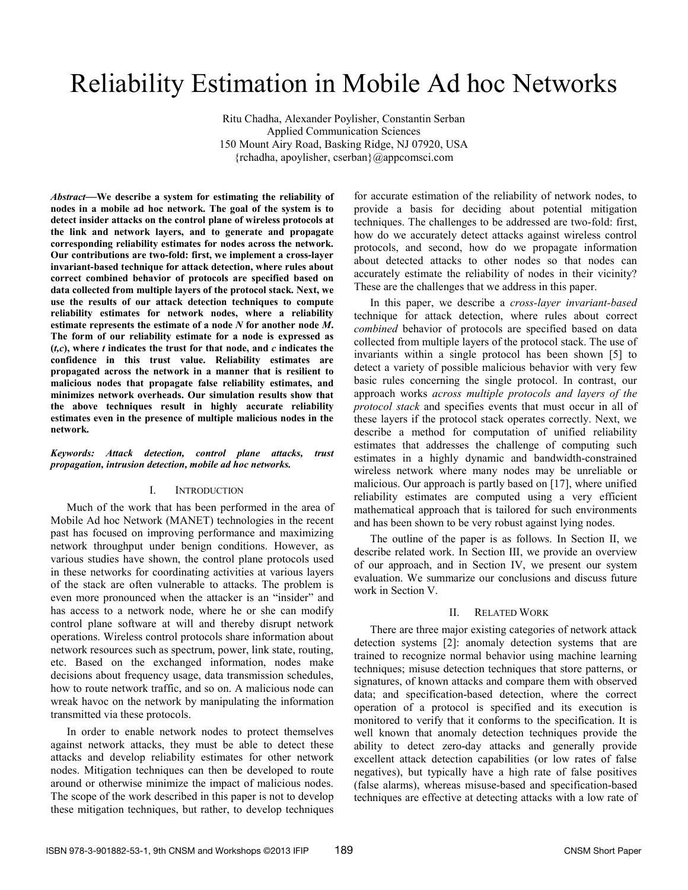# Reliability Estimation in Mobile Ad hoc Networks

Ritu Chadha, Alexander Poylisher, Constantin Serban
Applied Communication Sciences
150 Mount Airy Road, Basking Ridge, NJ 07920, USA
{rchadha, apoylisher, cserban}@appcomsci.com

***Abstract*—We describe a system for estimating the reliability of nodes in a mobile ad hoc network. The goal of the system is to detect insider attacks on the control plane of wireless protocols at the link and network layers, and to generate and propagate corresponding reliability estimates for nodes across the network. Our contributions are two-fold: first, we implement a cross-layer invariant-based technique for attack detection, where rules about correct combined behavior of protocols are specified based on data collected from multiple layers of the protocol stack. Next, we use the results of our attack detection techniques to compute reliability estimates for network nodes, where a reliability estimate represents the estimate of a node *N* for another node *M*. The form of our reliability estimate for a node is expressed as (*t,c*), where *t* indicates the trust for that node, and *c* indicates the confidence in this trust value. Reliability estimates are propagated across the network in a manner that is resilient to malicious nodes that propagate false reliability estimates, and minimizes network overheads. Our simulation results show that the above techniques result in highly accurate reliability estimates even in the presence of multiple malicious nodes in the network.**

***Keywords: Attack detection, control plane attacks, trust propagation, intrusion detection, mobile ad hoc networks.***

## I. Introduction

Much of the work that has been performed in the area of Mobile Ad hoc Network (MANET) technologies in the recent past has focused on improving performance and maximizing network throughput under benign conditions. However, as various studies have shown, the control plane protocols used in these networks for coordinating activities at various layers of the stack are often vulnerable to attacks. The problem is even more pronounced when the attacker is an "insider" and has access to a network node, where he or she can modify control plane software at will and thereby disrupt network operations. Wireless control protocols share information about network resources such as spectrum, power, link state, routing, etc. Based on the exchanged information, nodes make decisions about frequency usage, data transmission schedules, how to route network traffic, and so on. A malicious node can wreak havoc on the network by manipulating the information transmitted via these protocols.

In order to enable network nodes to protect themselves against network attacks, they must be able to detect these attacks and develop reliability estimates for other network nodes. Mitigation techniques can then be developed to route around or otherwise minimize the impact of malicious nodes. The scope of the work described in this paper is not to develop these mitigation techniques, but rather, to develop techniques for accurate estimation of the reliability of network nodes, to provide a basis for deciding about potential mitigation techniques. The challenges to be addressed are two-fold: first, how do we accurately detect attacks against wireless control protocols, and second, how do we propagate information about detected attacks to other nodes so that nodes can accurately estimate the reliability of nodes in their vicinity? These are the challenges that we address in this paper.

In this paper, we describe a *cross-layer invariant-based* technique for attack detection, where rules about correct *combined* behavior of protocols are specified based on data collected from multiple layers of the protocol stack. The use of invariants within a single protocol has been shown [5] to detect a variety of possible malicious behavior with very few basic rules concerning the single protocol. In contrast, our approach works *across multiple protocols and layers of the protocol stack* and specifies events that must occur in all of these layers if the protocol stack operates correctly. Next, we describe a method for computation of unified reliability estimates that addresses the challenge of computing such estimates in a highly dynamic and bandwidth-constrained wireless network where many nodes may be unreliable or malicious. Our approach is partly based on [17], where unified reliability estimates are computed using a very efficient mathematical approach that is tailored for such environments and has been shown to be very robust against lying nodes.

The outline of the paper is as follows. In Section II, we describe related work. and in Section III, we provide an overview of our approach, and in Section IV, we present our system evaluation. We summarize our conclusions and discuss future work in Section V.

## II. Related Work

There are three major existing categories of network attack detection systems [2]: anomaly detection systems that are trained to recognize normal behavior using machine learning techniques; misuse detection techniques that store patterns, or signatures, of known attacks and compare them with observed data; and specification-based detection, where the correct operation of a protocol is specified and its execution is monitored to verify that it conforms to the specification. It is well known that anomaly detection techniques provide the ability to detect zero-day attacks and generally provide excellent attack detection capabilities (or low rates of false negatives), but typically have a high rate of false positives (false alarms), whereas misuse-based and specification-based techniques are effective at detecting attacks with a low rate of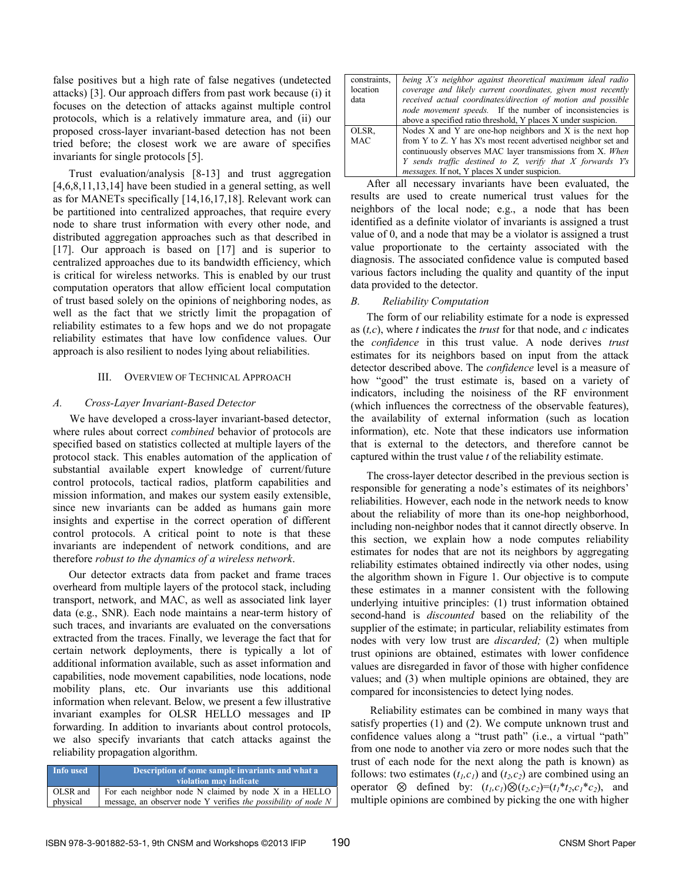false positives but a high rate of false negatives (undetected attacks) [3]. Our approach differs from past work because (i) it focuses on the detection of attacks against multiple control protocols, which is a relatively immature area, and (ii) our proposed cross-layer invariant-based detection has not been tried before; the closest work we are aware of specifies invariants for single protocols [5].

Trust evaluation/analysis [8-13] and trust aggregation [4,6,8,11,13,14] have been studied in a general setting, as well as for MANETs specifically [14,16,17,18]. Relevant work can be partitioned into centralized approaches, that require every node to share trust information with every other node, and distributed aggregation approaches such as that described in [17]. Our approach is based on [17] and is superior to centralized approaches due to its bandwidth efficiency, which is critical for wireless networks. This is enabled by our trust computation operators that allow efficient local computation of trust based solely on the opinions of neighboring nodes, as well as the fact that we strictly limit the propagation of reliability estimates to a few hops and we do not propagate reliability estimates that have low confidence values. Our approach is also resilient to nodes lying about reliabilities.

## III. Overview of Technical Approach

### A. Cross-Layer Invariant-Based Detector

We have developed a cross-layer invariant-based detector, where rules about correct *combined* behavior of protocols are specified based on statistics collected at multiple layers of the protocol stack. This enables automation of the application of substantial available expert knowledge of current/future control protocols, tactical radios, platform capabilities and mission information, and makes our system easily extensible, since new invariants can be added as humans gain more insights and expertise in the correct operation of different control protocols. A critical point to note is that these invariants are independent of network conditions, and are therefore *robust to the dynamics of a wireless network*.

Our detector extracts data from packet and frame traces overheard from multiple layers of the protocol stack, including transport, network, and MAC, as well as associated link layer data (e.g., SNR). Each node maintains a near-term history of such traces, and invariants are evaluated on the conversations extracted from the traces. Finally, we leverage the fact that for certain network deployments, there is typically a lot of additional information available, such as asset information and capabilities, node movement capabilities, node locations, node mobility plans, etc. Our invariants use this additional information when relevant. Below, we present a few illustrative invariant examples for OLSR HELLO messages and IP forwarding. In addition to invariants about control protocols, we also specify invariants that catch attacks against the reliability propagation algorithm.

| Info used | Description of some sample invariants and what a violation may indicate |
|---|---|
| OLSR and physical constraints, location data | For each neighbor node N claimed by node X in a HELLO message, an observer node Y verifies *the possibility of node N being X's neighbor against theoretical maximum ideal radio coverage and likely current coordinates, given most recently received actual coordinates/direction of motion and possible node movement speeds.* If the number of inconsistencies is above a specified ratio threshold, Y places X under suspicion. |
| OLSR, MAC | Nodes X and Y are one-hop neighbors and X is the next hop from Y to Z. Y has X's most recent advertised neighbor set and continuously observes MAC layer transmissions from X. *When Y sends traffic destined to Z, verify that X forwards Y's messages.* If not, Y places X under suspicion. |

After all necessary invariants have been evaluated, the results are used to create numerical trust values for the neighbors of the local node; e.g., a node that has been identified as a definite violator of invariants is assigned a trust value of 0, and a node that may be a violator is assigned a trust value proportionate to the certainty associated with the diagnosis. The associated confidence value is computed based various factors including the quality and quantity of the input data provided to the detector.

### B. Reliability Computation

The form of our reliability estimate for a node is expressed as $(t,c)$, where $t$ indicates the *trust* for that node, and $c$ indicates the *confidence* in this trust value. A node derives *trust* estimates for its neighbors based on input from the attack detector described above. The *confidence* level is a measure of how "good" the trust estimate is, based on a variety of indicators, including the noisiness of the RF environment (which influences the correctness of the observable features), the availability of external information (such as location information), etc. Note that these indicators use information that is external to the detectors, and therefore cannot be captured within the trust value $t$ of the reliability estimate.

The cross-layer detector described in the previous section is responsible for generating a node's estimates of its neighbors' reliabilities. However, each node in the network needs to know about the reliability of more than its one-hop neighborhood, including non-neighbor nodes that it cannot directly observe. In this section, we explain how a node computes reliability estimates for nodes that are not its neighbors by aggregating reliability estimates obtained indirectly via other nodes, using the algorithm shown in Figure 1. Our objective is to compute these estimates in a manner consistent with the following underlying intuitive principles: (1) trust information obtained second-hand is *discounted* based on the reliability of the supplier of the estimate; in particular, reliability estimates from nodes with very low trust are *discarded;* (2) when multiple trust opinions are obtained, estimates with lower confidence values are disregarded in favor of those with higher confidence values; and (3) when multiple opinions are obtained, they are compared for inconsistencies to detect lying nodes.

Reliability estimates can be combined in many ways that satisfy properties (1) and (2). We compute unknown trust and confidence values along a "trust path" (i.e., a virtual "path" from one node to another via zero or more nodes such that the trust of each node for the next along the path is known) as follows: two estimates $(t_1,c_1)$ and $(t_2,c_2)$ are combined using an operator $\otimes$ defined by: $(t_1,c_1)\otimes(t_2,c_2)=(t_1*t_2,c_1*c_2)$, and multiple opinions are combined by picking the one with higher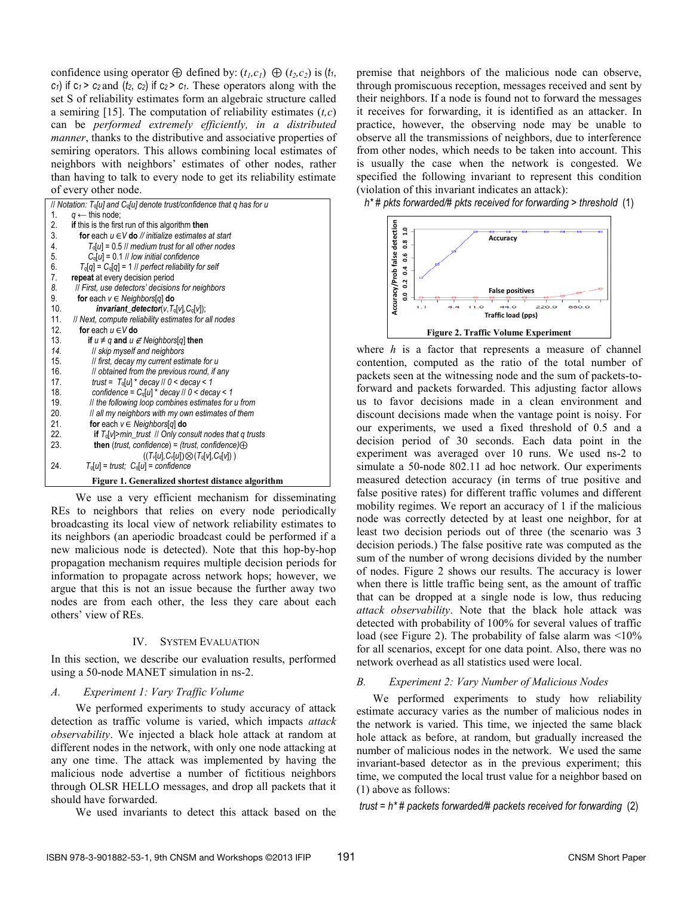confidence using operator ⊕ defined by: $(t_1, c_1) \oplus (t_2, c_2)$ is $(t_1, c_1)$ if $c_1 > c_2$ and $(t_2, c_2)$ if $c_2 > c_1$. These operators along with the set S of reliability estimates form an algebraic structure called a semiring [15]. The computation of reliability estimates $(t,c)$ can be *performed extremely efficiently, in a distributed manner*, thanks to the distributive and associative properties of semiring operators. This allows combining local estimates of neighbors with neighbors' estimates of other nodes, rather than having to talk to every node to get its reliability estimate of every other node.

```
// Notation: Tq[u] and Cq[u] denote trust/confidence that q has for u
1.   q ← this node;
2.   if this is the first run of this algorithm then
3.     for each u ∈V do // initialize estimates at start
4.       Tq[u] = 0.5 // medium trust for all other nodes
5.       Cq[u] = 0.1 // low initial confidence
6.     Tq[q] = Cq[q] = 1 // perfect reliability for self
7.   repeat at every decision period
8.     // First, use detectors' decisions for neighbors
9.     for each v ∈ Neighbors[q] do
10.      invariant_detector(v,Tq[v],Cq[v]);
11.    // Next, compute reliability estimates for all nodes
12.    for each u ∈V do
13.      if u ≠ q and u ∉ Neighbors[q] then
14.        // skip myself and neighbors
15.        // first, decay my current estimate for u
16.        // obtained from the previous round, if any
17.        trust =  Tq[u] * decay // 0 < decay < 1
18.        confidence = Cq[u] * decay // 0 < decay < 1
19.        // the following loop combines estimates for u from
20.        // all my neighbors with my own estimates of them
21.        for each v ∈ Neighbors[q] do
22.          if Tq[v]>min_trust // Only consult nodes that q trusts
23.          then (trust, confidence) = (trust, confidence)⊕
                    ((Tv[u],Cv[u])⊗(Tq[v],Cq[v]) )
24.        Tq[u] = trust;  Cq[u] = confidence
```

**Figure 1. Generalized shortest distance algorithm**

We use a very efficient mechanism for disseminating REs to neighbors that relies on every node periodically broadcasting its local view of network reliability estimates to its neighbors (an aperiodic broadcast could be performed if a new malicious node is detected). Note that this hop-by-hop propagation mechanism requires multiple decision periods for information to propagate across network hops; however, we argue that this is not an issue because the further away two nodes are from each other, the less they care about each others' view of REs.

## IV. System Evaluation

In this section, we describe our evaluation results, performed using a 50-node MANET simulation in ns-2.

### A. Experiment 1: Vary Traffic Volume

We performed experiments to study accuracy of attack detection as traffic volume is varied, which impacts *attack observability*. We injected a black hole attack at random at different nodes in the network, with only one node attacking at any one time. The attack was implemented by having the malicious node advertise a number of fictitious neighbors through OLSR HELLO messages, and drop all packets that it should have forwarded.

We used invariants to detect this attack based on the premise that neighbors of the malicious node can observe, through promiscuous reception, messages received and sent by their neighbors. If a node is found not to forward the messages it receives for forwarding, it is identified as an attacker. In practice, however, the observing node may be unable to observe all the transmissions of neighbors, due to interference from other nodes, which needs to be taken into account. This is usually the case when the network is congested. We specified the following invariant to represent this condition (violation of this invariant indicates an attack):

$$h * \text{\# pkts forwarded} / \text{\# pkts received for forwarding} > threshold \quad (1)$$

**Figure 2. Traffic Volume Experiment**

where $h$ is a factor that represents a measure of channel contention, computed as the ratio of the total number of packets seen at the witnessing node and the sum of packets-to-forward and packets forwarded. This adjusting factor allows us to favor decisions made in a clean environment and discount decisions made when the vantage point is noisy. For our experiments, we used a fixed threshold of 0.5 and a decision period of 30 seconds. Each data point in the experiment was averaged over 10 runs. We used ns-2 to simulate a 50-node 802.11 ad hoc network. Our experiments measured detection accuracy (in terms of true positive and false positive rates) for different traffic volumes and different mobility regimes. We report an accuracy of 1 if the malicious node was correctly detected by at least one neighbor, for at least two decision periods out of three (the scenario was 3 decision periods.) The false positive rate was computed as the sum of the number of wrong decisions divided by the number of nodes. Figure 2 shows our results. The accuracy is lower when there is little traffic being sent, as the amount of traffic that can be dropped at a single node is low, thus reducing *attack observability*. Note that the black hole attack was detected with probability of 100% for several values of traffic load (see Figure 2). The probability of false alarm was <10% for all scenarios, except for one data point. Also, there was no network overhead as all statistics used were local.

### B. Experiment 2: Vary Number of Malicious Nodes

We performed experiments to study how reliability estimate accuracy varies as the number of malicious nodes in the network is varied. This time, we injected the same black hole attack as before, at random, but gradually increased the number of malicious nodes in the network. We used the same invariant-based detector as in the previous experiment; this time, we computed the local trust value for a neighbor based on (1) above as follows:

$$trust = h * \text{\# packets forwarded} / \text{\# packets received for forwarding} \quad (2)$$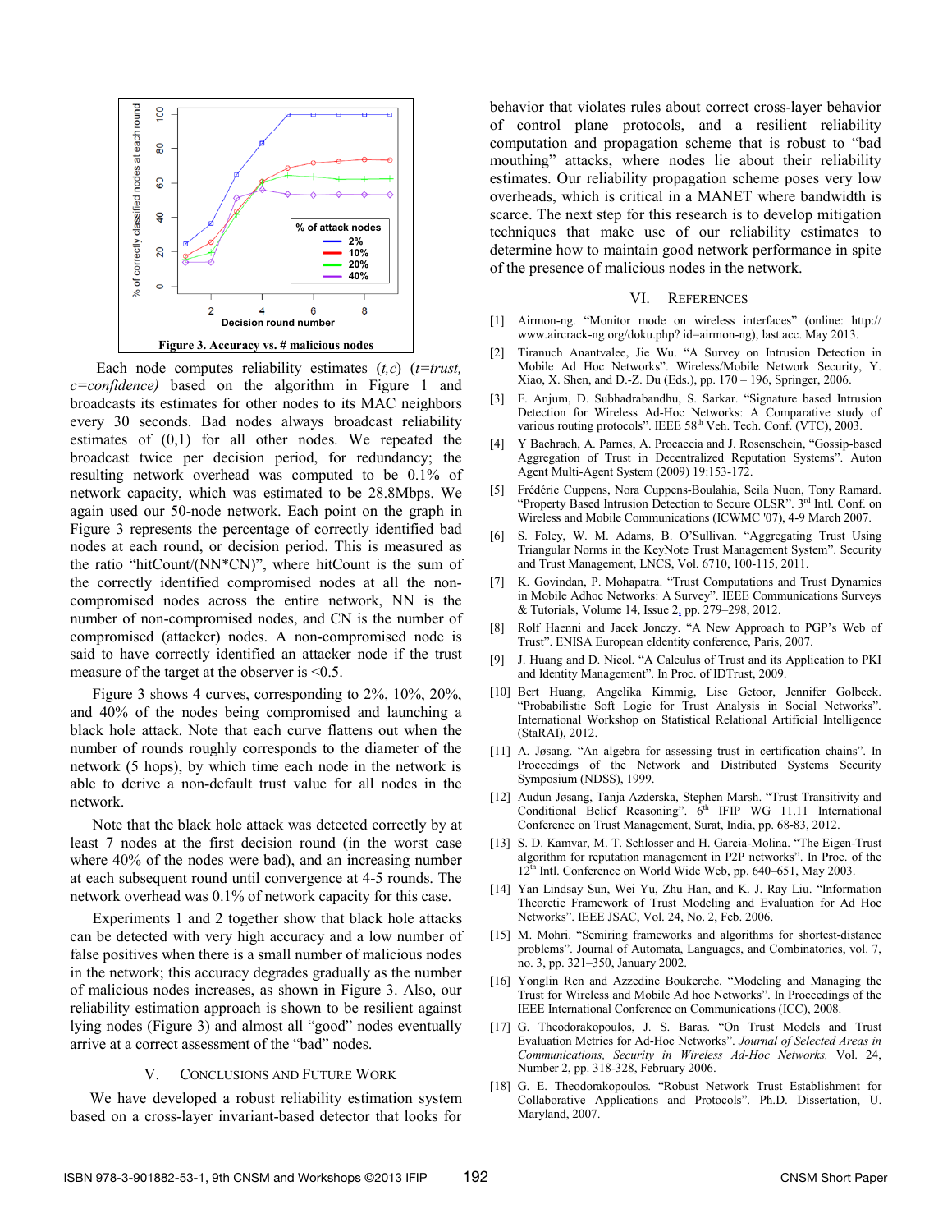% of correctly classified nodes at each round

0 20 40 60 80 100

2 4 6 8

Decision round number

% of attack nodes
2%
10%
20%
40%

**Figure 3. Accuracy vs. # malicious nodes**

Each node computes reliability estimates (*t,c*) (*t=trust, c=confidence)* based on the algorithm in Figure 1 and broadcasts its estimates for other nodes to its MAC neighbors every 30 seconds. Bad nodes always broadcast reliability estimates of (0,1) for all other nodes. We repeated the broadcast twice per decision period, for redundancy; the resulting network overhead was computed to be 0.1% of network capacity, which was estimated to be 28.8Mbps. We again used our 50-node network. Each point on the graph in Figure 3 represents the percentage of correctly identified bad nodes at each round, or decision period. This is measured as the ratio "hitCount/(NN*CN)", where hitCount is the sum of the correctly identified compromised nodes at all the non-compromised nodes across the entire network, NN is the number of non-compromised nodes, and CN is the number of compromised (attacker) nodes. A non-compromised node is said to have correctly identified an attacker node if the trust measure of the target at the observer is <0.5.

Figure 3 shows 4 curves, corresponding to 2%, 10%, 20%, and 40% of the nodes being compromised and launching a black hole attack. Note that each curve flattens out when the number of rounds roughly corresponds to the diameter of the network (5 hops), by which time each node in the network is able to derive a non-default trust value for all nodes in the network.

Note that the black hole attack was detected correctly by at least 7 nodes at the first decision round (in the worst case where 40% of the nodes were bad), and an increasing number at each subsequent round until convergence at 4-5 rounds. The network overhead was 0.1% of network capacity for this case.

Experiments 1 and 2 together show that black hole attacks can be detected with very high accuracy and a low number of false positives when there is a small number of malicious nodes in the network; this accuracy degrades gradually as the number of malicious nodes increases, as shown in Figure 3. Also, our reliability estimation approach is shown to be resilient against lying nodes (Figure 3) and almost all "good" nodes eventually arrive at a correct assessment of the "bad" nodes.

## V. Conclusions and Future Work

We have developed a robust reliability estimation system based on a cross-layer invariant-based detector that looks for behavior that violates rules about correct cross-layer behavior of control plane protocols, and a resilient reliability computation and propagation scheme that is robust to "bad mouthing" attacks, where nodes lie about their reliability estimates. Our reliability propagation scheme poses very low overheads, which is critical in a MANET where bandwidth is scarce. The next step for this research is to develop mitigation techniques that make use of our reliability estimates to determine how to maintain good network performance in spite of the presence of malicious nodes in the network.

## VI. References

[1] Airmon-ng. "Monitor mode on wireless interfaces" (online: http://www.aircrack-ng.org/doku.php? id=airmon-ng), last acc. May 2013.

[2] Tiranuch Anantvalee, Jie Wu. "A Survey on Intrusion Detection in Mobile Ad Hoc Networks". Wireless/Mobile Network Security, Y. Xiao, X. Shen, and D.-Z. Du (Eds.), pp. 170 – 196, Springer, 2006.

[3] F. Anjum, D. Subhadrabandhu, S. Sarkar. "Signature based Intrusion Detection for Wireless Ad-Hoc Networks: A Comparative study of various routing protocols". IEEE 58th Veh. Tech. Conf. (VTC), 2003.

[4] Y Bachrach, A. Parnes, A. Procaccia and J. Rosenschein, "Gossip-based Aggregation of Trust in Decentralized Reputation Systems". Auton Agent Multi-Agent System (2009) 19:153-172.

[5] Frédéric Cuppens, Nora Cuppens-Boulahia, Seila Nuon, Tony Ramard. "Property Based Intrusion Detection to Secure OLSR". 3rd Intl. Conf. on Wireless and Mobile Communications (ICWMC '07), 4-9 March 2007.

[6] S. Foley, W. M. Adams, B. O'Sullivan. "Aggregating Trust Using Triangular Norms in the KeyNote Trust Management System". Security and Trust Management, LNCS, Vol. 6710, 100-115, 2011.

[7] K. Govindan, P. Mohapatra. "Trust Computations and Trust Dynamics in Mobile Adhoc Networks: A Survey". IEEE Communications Surveys & Tutorials, Volume 14, Issue 2, pp. 279–298, 2012.

[8] Rolf Haenni and Jacek Jonczy. "A New Approach to PGP's Web of Trust". ENISA European eIdentity conference, Paris, 2007.

[9] J. Huang and D. Nicol. "A Calculus of Trust and its Application to PKI and Identity Management". In Proc. of IDTrust, 2009.

[10] Bert Huang, Angelika Kimmig, Lise Getoor, Jennifer Golbeck. "Probabilistic Soft Logic for Trust Analysis in Social Networks". International Workshop on Statistical Relational Artificial Intelligence (StaRAI), 2012.

[11] A. Jøsang. "An algebra for assessing trust in certification chains". In Proceedings of the Network and Distributed Systems Security Symposium (NDSS), 1999.

[12] Audun Jøsang, Tanja Azderska, Stephen Marsh. "Trust Transitivity and Conditional Belief Reasoning". 6th IFIP WG 11.11 International Conference on Trust Management, Surat, India, pp. 68-83, 2012.

[13] S. D. Kamvar, M. T. Schlosser and H. Garcia-Molina. "The Eigen-Trust algorithm for reputation management in P2P networks". In Proc. of the 12th Intl. Conference on World Wide Web, pp. 640–651, May 2003.

[14] Yan Lindsay Sun, Wei Yu, Zhu Han, and K. J. Ray Liu. "Information Theoretic Framework of Trust Modeling and Evaluation for Ad Hoc Networks". IEEE JSAC, Vol. 24, No. 2, Feb. 2006.

[15] M. Mohri. "Semiring frameworks and algorithms for shortest-distance problems". Journal of Automata, Languages, and Combinatorics, vol. 7, no. 3, pp. 321–350, January 2002.

[16] Yonglin Ren and Azzedine Boukerche. "Modeling and Managing the Trust for Wireless and Mobile Ad hoc Networks". In Proceedings of the IEEE International Conference on Communications (ICC), 2008.

[17] G. Theodorakopoulos, J. S. Baras. "On Trust Models and Trust Evaluation Metrics for Ad-Hoc Networks". *Journal of Selected Areas in Communications, Security in Wireless Ad-Hoc Networks,* Vol. 24, Number 2, pp. 318-328, February 2006.

[18] G. E. Theodorakopoulos. "Robust Network Trust Establishment for Collaborative Applications and Protocols". Ph.D. Dissertation, U. Maryland, 2007.